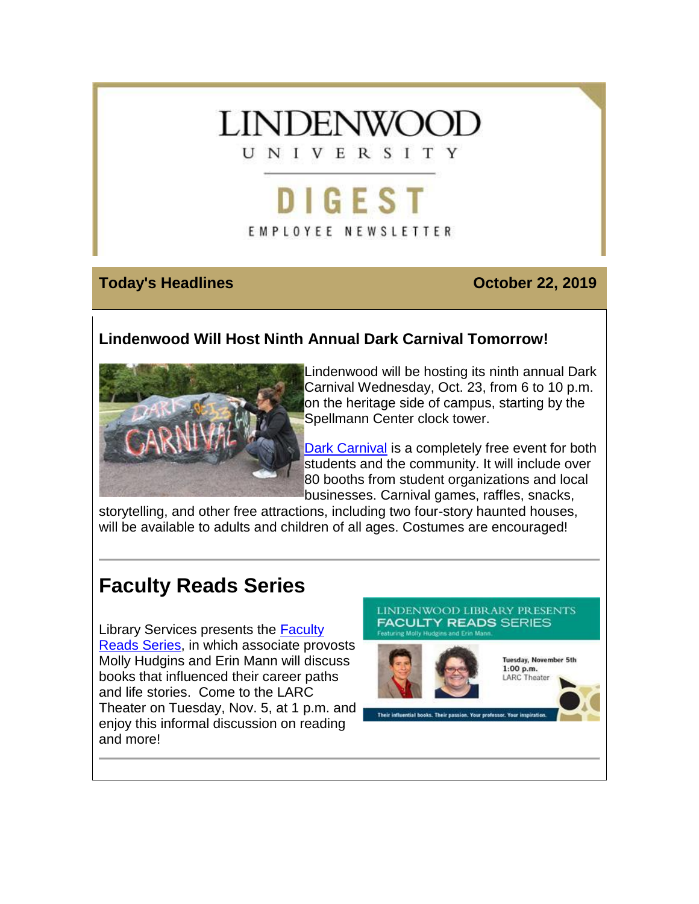# LINDENWOOD UNIVERSITY

## DIGEST

EMPLOYEE NEWSLETTER

**Today's Headlines** **October 22, 2019**

### Lindenwood Will Host Ninth Annual Dark Carnival Tomorrow!

Lindenwood will be hosting its ninth annual Dark Carnival Wednesday, Oct. 23, from 6 to 10 p.m. on the heritage side of campus, starting by the Spellmann Center clock tower.

Dark Carnival is a completely free event for both students and the community. It will include over 80 booths from student organizations and local businesses. Carnival games, raffles, snacks, storytelling, and other free attractions, including two four-story haunted houses, will be available to adults and children of all ages. Costumes are encouraged!

---

## Faculty Reads Series

Library Services presents the Faculty Reads Series, in which associate provosts Molly Hudgins and Erin Mann will discuss books that influenced their career paths and life stories. Come to the LARC Theater on Tuesday, Nov. 5, at 1 p.m. and enjoy this informal discussion on reading and more!

---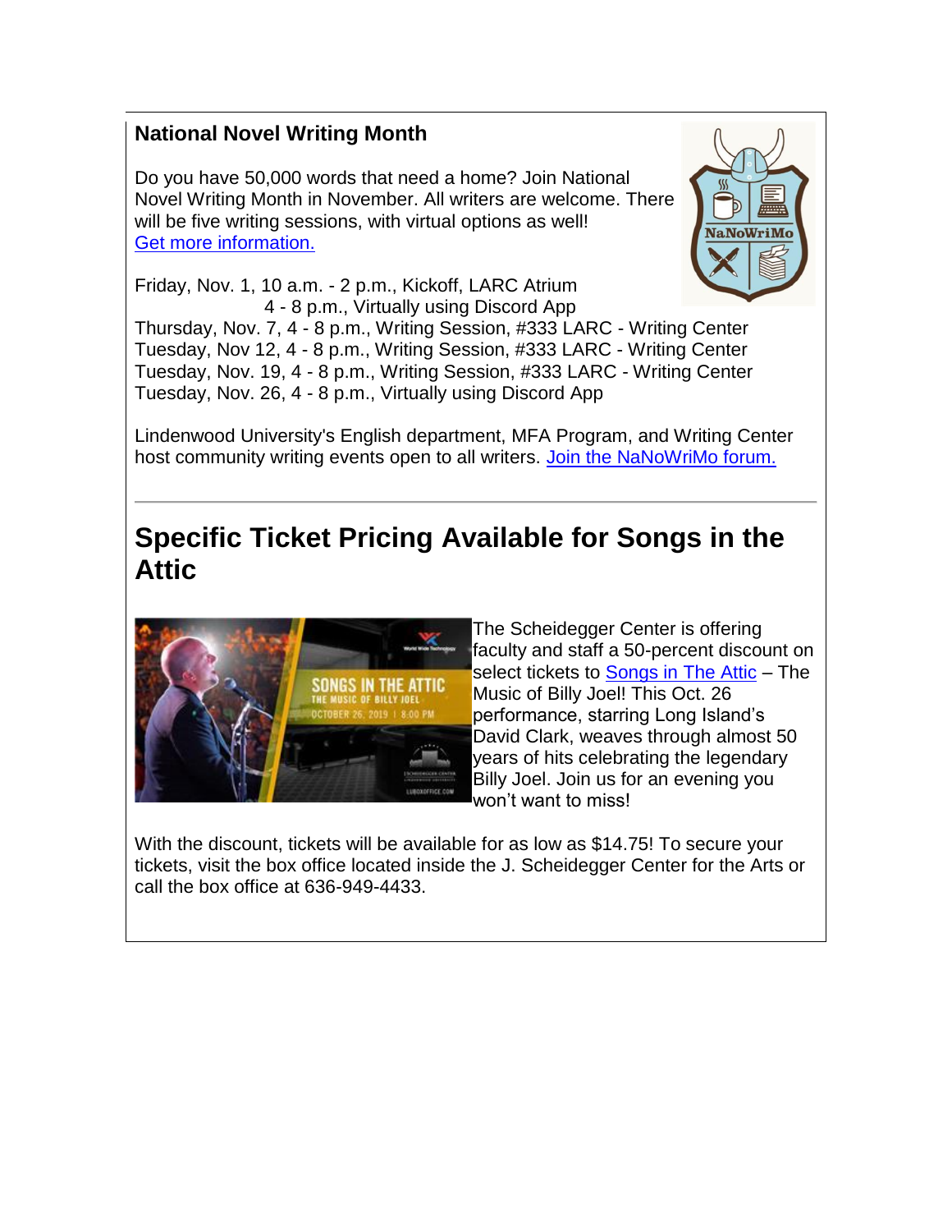### National Novel Writing Month

Do you have 50,000 words that need a home? Join National Novel Writing Month in November. All writers are welcome. There will be five writing sessions, with virtual options as well!
[Get more information.]

Friday, Nov. 1, 10 a.m. - 2 p.m., Kickoff, LARC Atrium
4 - 8 p.m., Virtually using Discord App
Thursday, Nov. 7, 4 - 8 p.m., Writing Session, #333 LARC - Writing Center
Tuesday, Nov 12, 4 - 8 p.m., Writing Session, #333 LARC - Writing Center
Tuesday, Nov. 19, 4 - 8 p.m., Writing Session, #333 LARC - Writing Center
Tuesday, Nov. 26, 4 - 8 p.m., Virtually using Discord App

Lindenwood University's English department, MFA Program, and Writing Center host community writing events open to all writers. [Join the NaNoWriMo forum.]

---

## Specific Ticket Pricing Available for Songs in the Attic

The Scheidegger Center is offering faculty and staff a 50-percent discount on select tickets to [Songs in The Attic] – The Music of Billy Joel! This Oct. 26 performance, starring Long Island's David Clark, weaves through almost 50 years of hits celebrating the legendary Billy Joel. Join us for an evening you won't want to miss!

With the discount, tickets will be available for as low as $14.75! To secure your tickets, visit the box office located inside the J. Scheidegger Center for the Arts or call the box office at 636-949-4433.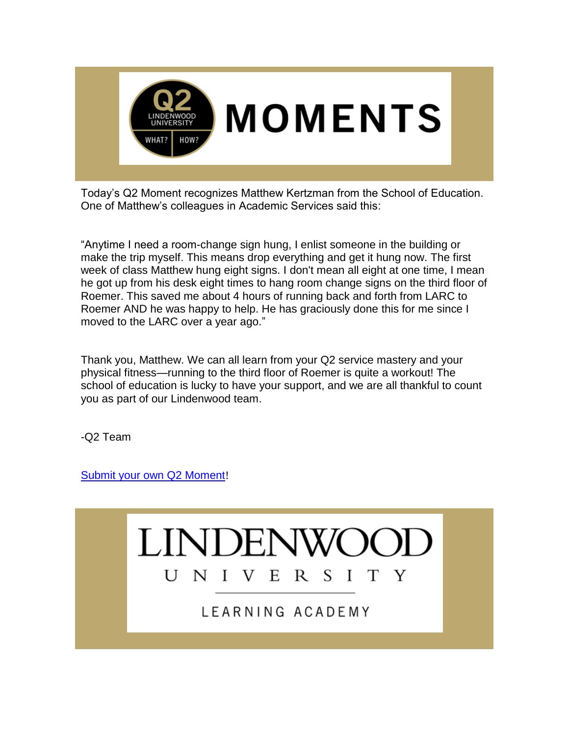# Q2 MOMENTS

Today's Q2 Moment recognizes Matthew Kertzman from the School of Education. One of Matthew's colleagues in Academic Services said this:

"Anytime I need a room-change sign hung, I enlist someone in the building or make the trip myself. This means drop everything and get it hung now. The first week of class Matthew hung eight signs. I don't mean all eight at one time, I mean he got up from his desk eight times to hang room change signs on the third floor of Roemer. This saved me about 4 hours of running back and forth from LARC to Roemer AND he was happy to help. He has graciously done this for me since I moved to the LARC over a year ago."

Thank you, Matthew. We can all learn from your Q2 service mastery and your physical fitness—running to the third floor of Roemer is quite a workout! The school of education is lucky to have your support, and we are all thankful to count you as part of our Lindenwood team.

-Q2 Team

Submit your own Q2 Moment!

LINDENWOOD UNIVERSITY

LEARNING ACADEMY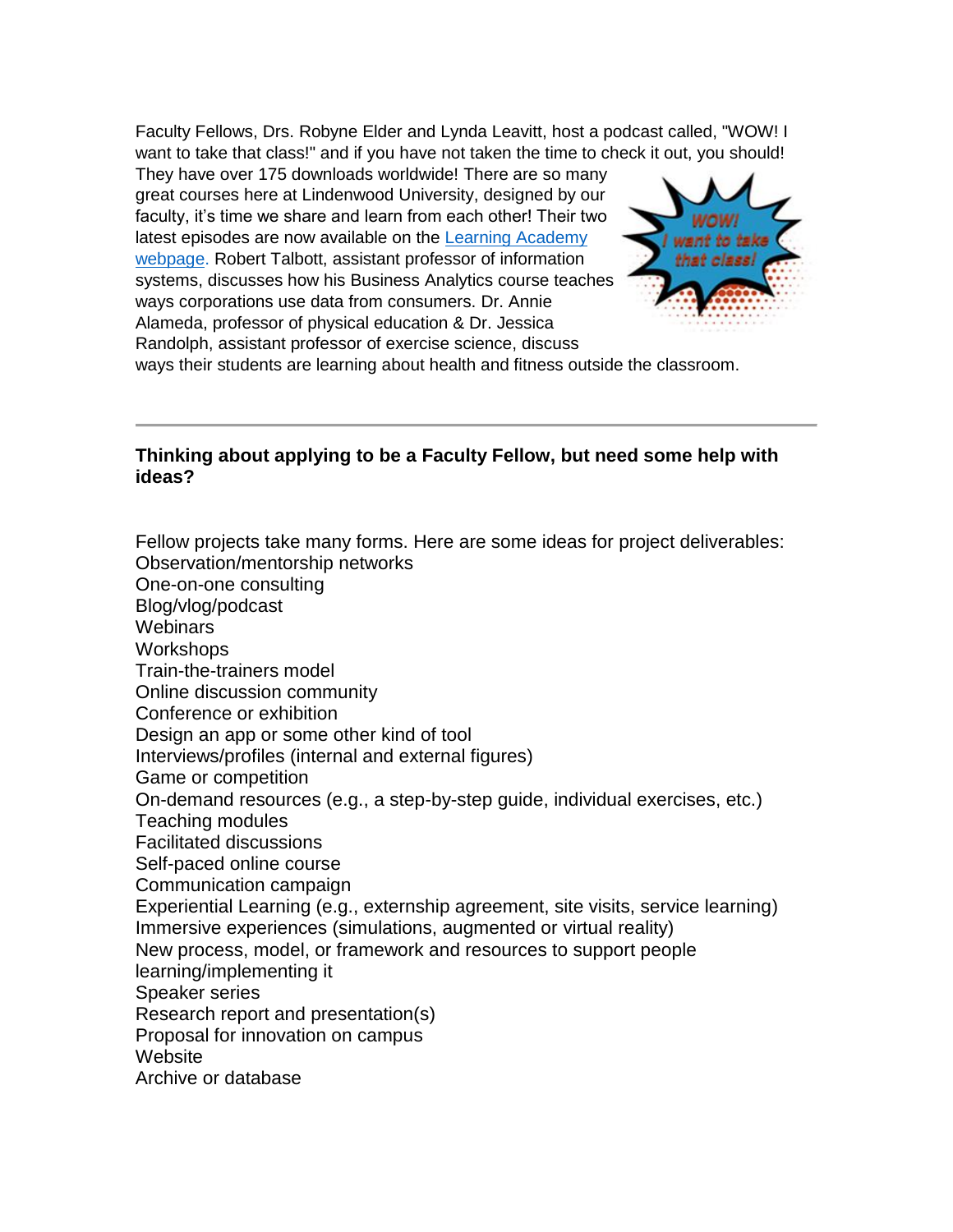Faculty Fellows, Drs. Robyne Elder and Lynda Leavitt, host a podcast called, "WOW! I want to take that class!" and if you have not taken the time to check it out, you should! They have over 175 downloads worldwide! There are so many great courses here at Lindenwood University, designed by our faculty, it's time we share and learn from each other! Their two latest episodes are now available on the Learning Academy webpage. Robert Talbott, assistant professor of information systems, discusses how his Business Analytics course teaches ways corporations use data from consumers. Dr. Annie Alameda, professor of physical education & Dr. Jessica Randolph, assistant professor of exercise science, discuss ways their students are learning about health and fitness outside the classroom.

---

**Thinking about applying to be a Faculty Fellow, but need some help with ideas?**

Fellow projects take many forms. Here are some ideas for project deliverables:
Observation/mentorship networks
One-on-one consulting
Blog/vlog/podcast
Webinars
Workshops
Train-the-trainers model
Online discussion community
Conference or exhibition
Design an app or some other kind of tool
Interviews/profiles (internal and external figures)
Game or competition
On-demand resources (e.g., a step-by-step guide, individual exercises, etc.)
Teaching modules
Facilitated discussions
Self-paced online course
Communication campaign
Experiential Learning (e.g., externship agreement, site visits, service learning)
Immersive experiences (simulations, augmented or virtual reality)
New process, model, or framework and resources to support people learning/implementing it
Speaker series
Research report and presentation(s)
Proposal for innovation on campus
Website
Archive or database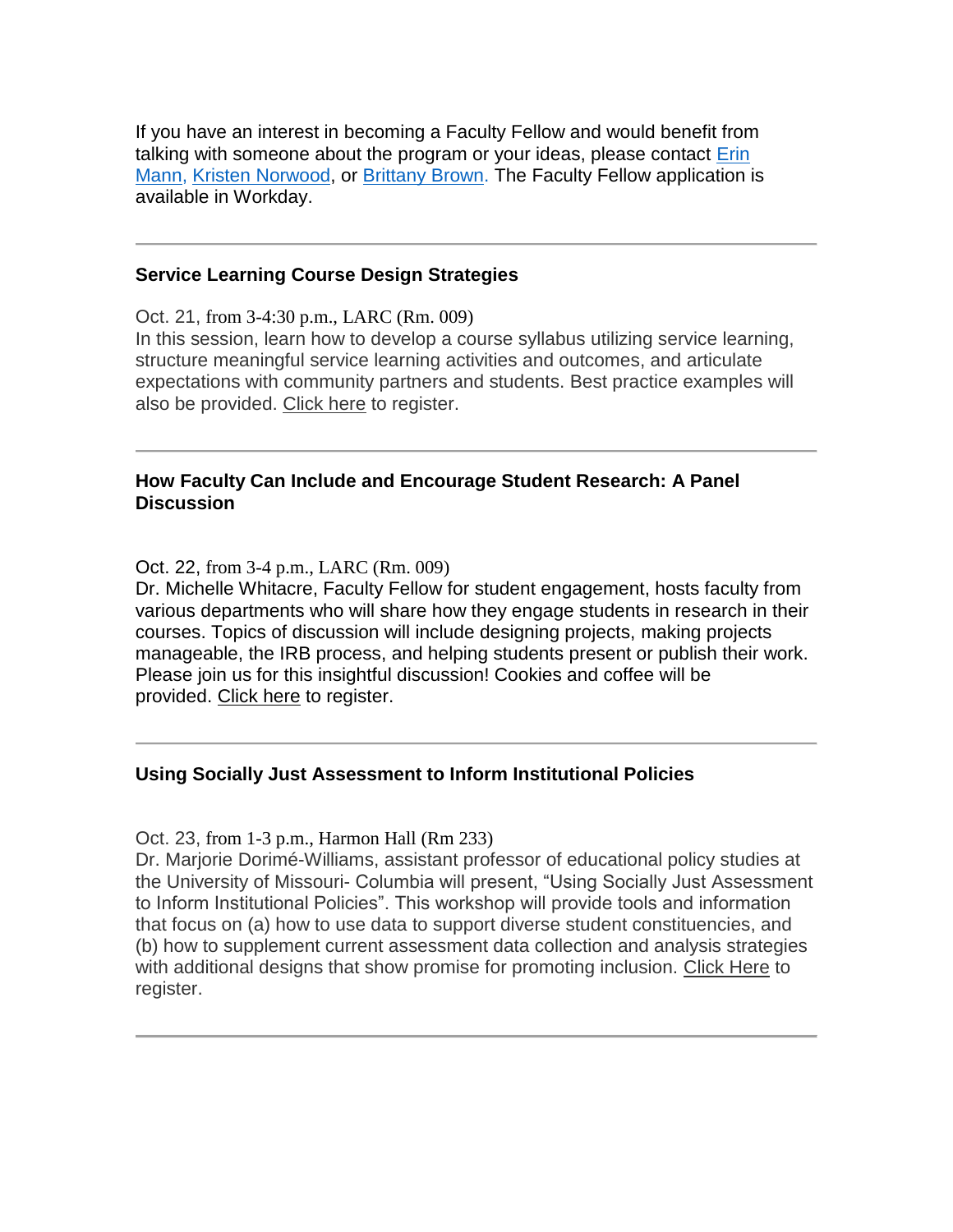If you have an interest in becoming a Faculty Fellow and would benefit from talking with someone about the program or your ideas, please contact Erin Mann, Kristen Norwood, or Brittany Brown. The Faculty Fellow application is available in Workday.

---

**Service Learning Course Design Strategies**

Oct. 21, from 3-4:30 p.m., LARC (Rm. 009)
In this session, learn how to develop a course syllabus utilizing service learning, structure meaningful service learning activities and outcomes, and articulate expectations with community partners and students. Best practice examples will also be provided. Click here to register.

---

**How Faculty Can Include and Encourage Student Research: A Panel Discussion**

Oct. 22, from 3-4 p.m., LARC (Rm. 009)
Dr. Michelle Whitacre, Faculty Fellow for student engagement, hosts faculty from various departments who will share how they engage students in research in their courses. Topics of discussion will include designing projects, making projects manageable, the IRB process, and helping students present or publish their work. Please join us for this insightful discussion! Cookies and coffee will be provided. Click here to register.

---

**Using Socially Just Assessment to Inform Institutional Policies**

Oct. 23, from 1-3 p.m., Harmon Hall (Rm 233)
Dr. Marjorie Dorimé-Williams, assistant professor of educational policy studies at the University of Missouri- Columbia will present, "Using Socially Just Assessment to Inform Institutional Policies". This workshop will provide tools and information that focus on (a) how to use data to support diverse student constituencies, and (b) how to supplement current assessment data collection and analysis strategies with additional designs that show promise for promoting inclusion. Click Here to register.

---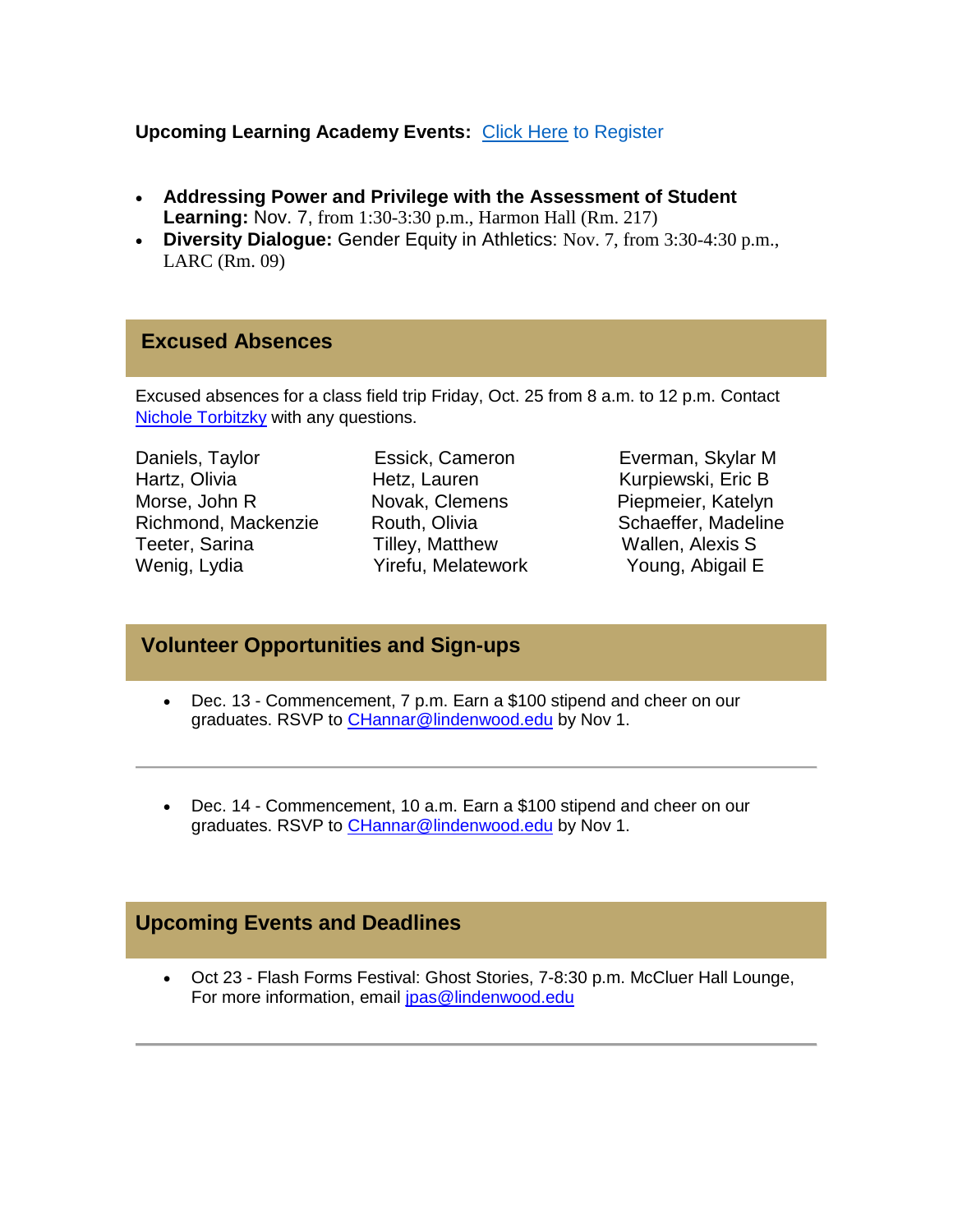**Upcoming Learning Academy Events:** Click Here to Register

- **Addressing Power and Privilege with the Assessment of Student Learning:** Nov. 7, from 1:30-3:30 p.m., Harmon Hall (Rm. 217)
- **Diversity Dialogue:** Gender Equity in Athletics: Nov. 7, from 3:30-4:30 p.m., LARC (Rm. 09)

## Excused Absences

Excused absences for a class field trip Friday, Oct. 25 from 8 a.m. to 12 p.m. Contact Nichole Torbitzky with any questions.

Daniels, Taylor
Essick, Cameron
Everman, Skylar M
Hartz, Olivia
Hetz, Lauren
Kurpiewski, Eric B
Morse, John R
Novak, Clemens
Piepmeier, Katelyn
Richmond, Mackenzie
Routh, Olivia
Schaeffer, Madeline
Teeter, Sarina
Tilley, Matthew
Wallen, Alexis S
Wenig, Lydia
Yirefu, Melatework
Young, Abigail E

## Volunteer Opportunities and Sign-ups

- Dec. 13 - Commencement, 7 p.m. Earn a $100 stipend and cheer on our graduates. RSVP to CHannar@lindenwood.edu by Nov 1.

---

- Dec. 14 - Commencement, 10 a.m. Earn a $100 stipend and cheer on our graduates. RSVP to CHannar@lindenwood.edu by Nov 1.

## Upcoming Events and Deadlines

- Oct 23 - Flash Forms Festival: Ghost Stories, 7-8:30 p.m. McCluer Hall Lounge, For more information, email jpas@lindenwood.edu

---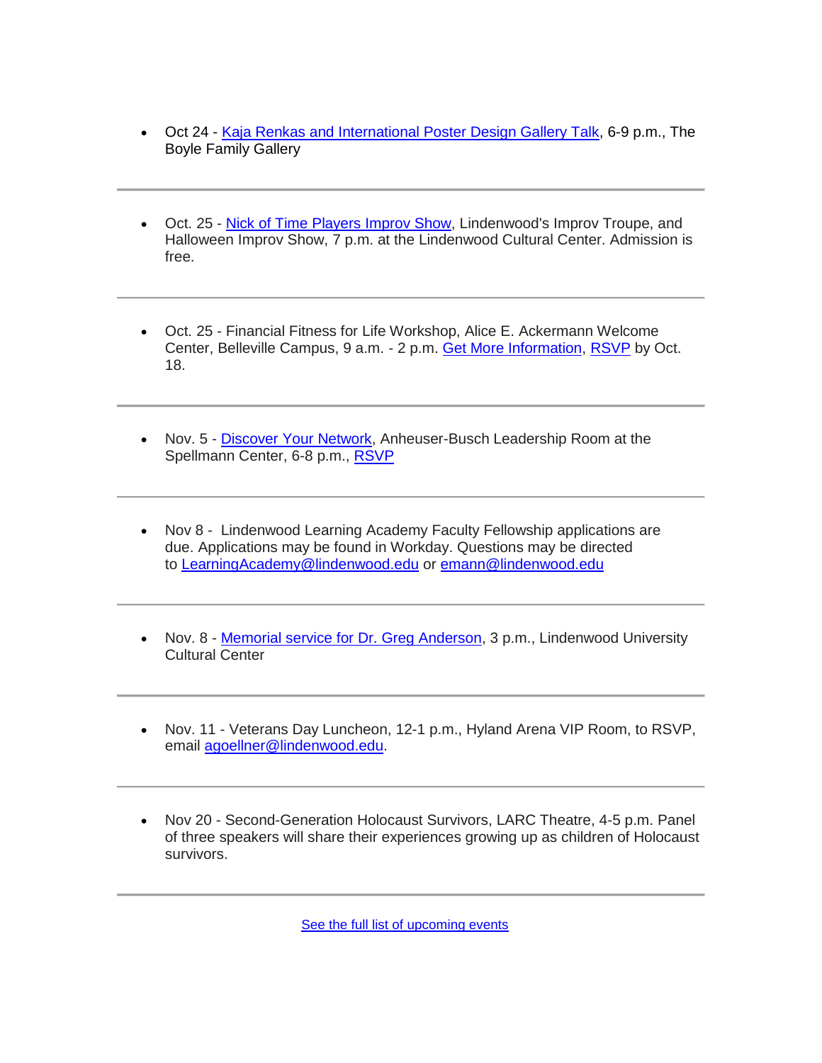- Oct 24 - Kaja Renkas and International Poster Design Gallery Talk, 6-9 p.m., The Boyle Family Gallery

---

- Oct. 25 - Nick of Time Players Improv Show, Lindenwood's Improv Troupe, and Halloween Improv Show, 7 p.m. at the Lindenwood Cultural Center. Admission is free.

---

- Oct. 25 - Financial Fitness for Life Workshop, Alice E. Ackermann Welcome Center, Belleville Campus, 9 a.m. - 2 p.m. Get More Information, RSVP by Oct. 18.

---

- Nov. 5 - Discover Your Network, Anheuser-Busch Leadership Room at the Spellmann Center, 6-8 p.m., RSVP

---

- Nov 8 - Lindenwood Learning Academy Faculty Fellowship applications are due. Applications may be found in Workday. Questions may be directed to LearningAcademy@lindenwood.edu or emann@lindenwood.edu

---

- Nov. 8 - Memorial service for Dr. Greg Anderson, 3 p.m., Lindenwood University Cultural Center

---

- Nov. 11 - Veterans Day Luncheon, 12-1 p.m., Hyland Arena VIP Room, to RSVP, email agoellner@lindenwood.edu.

---

- Nov 20 - Second-Generation Holocaust Survivors, LARC Theatre, 4-5 p.m. Panel of three speakers will share their experiences growing up as children of Holocaust survivors.

---

See the full list of upcoming events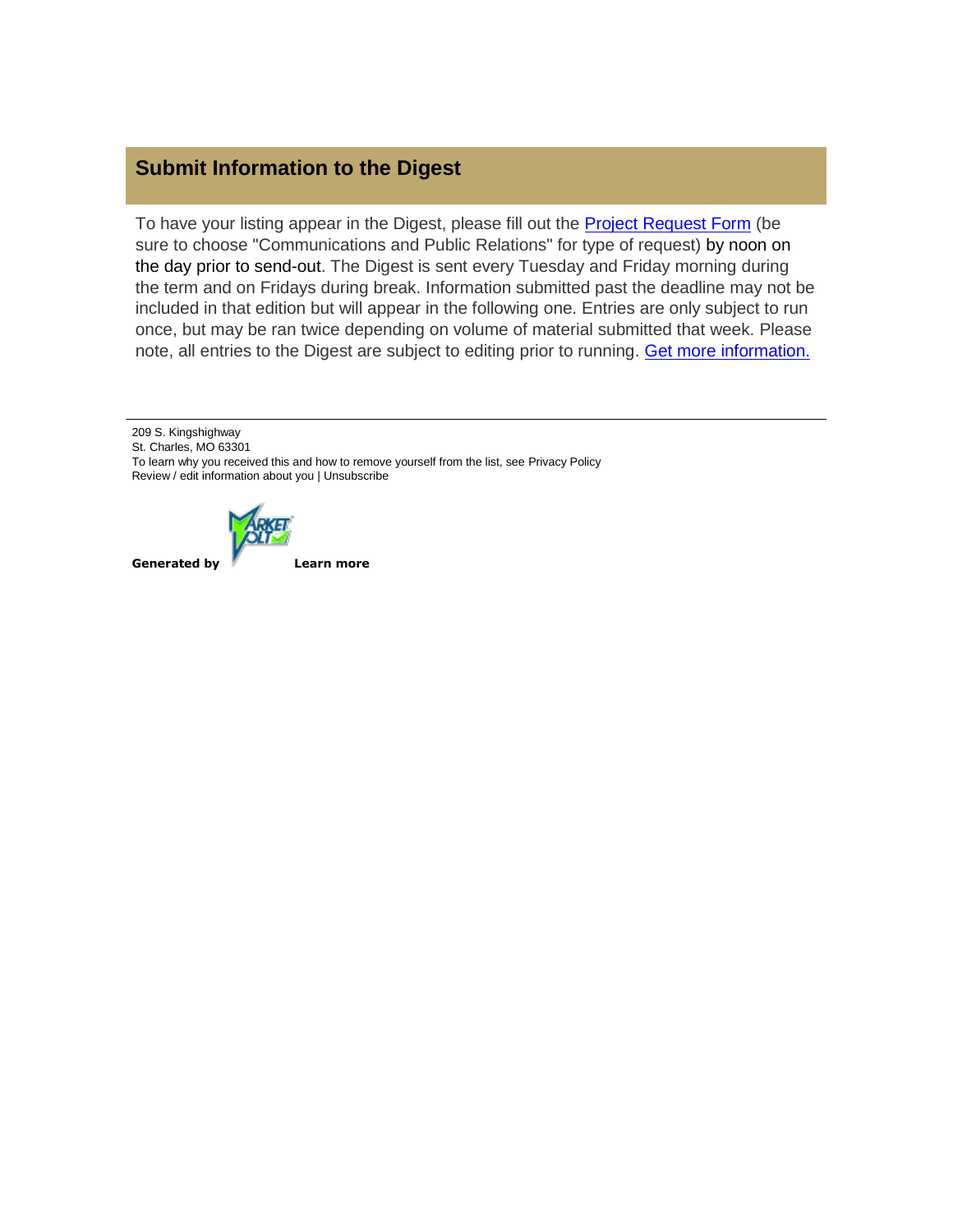## Submit Information to the Digest

To have your listing appear in the Digest, please fill out the Project Request Form (be sure to choose "Communications and Public Relations" for type of request) by noon on the day prior to send-out. The Digest is sent every Tuesday and Friday morning during the term and on Fridays during break. Information submitted past the deadline may not be included in that edition but will appear in the following one. Entries are only subject to run once, but may be ran twice depending on volume of material submitted that week. Please note, all entries to the Digest are subject to editing prior to running. Get more information.

---

209 S. Kingshighway
St. Charles, MO 63301
To learn why you received this and how to remove yourself from the list, see Privacy Policy
Review / edit information about you | Unsubscribe

**Generated by** **Learn more**